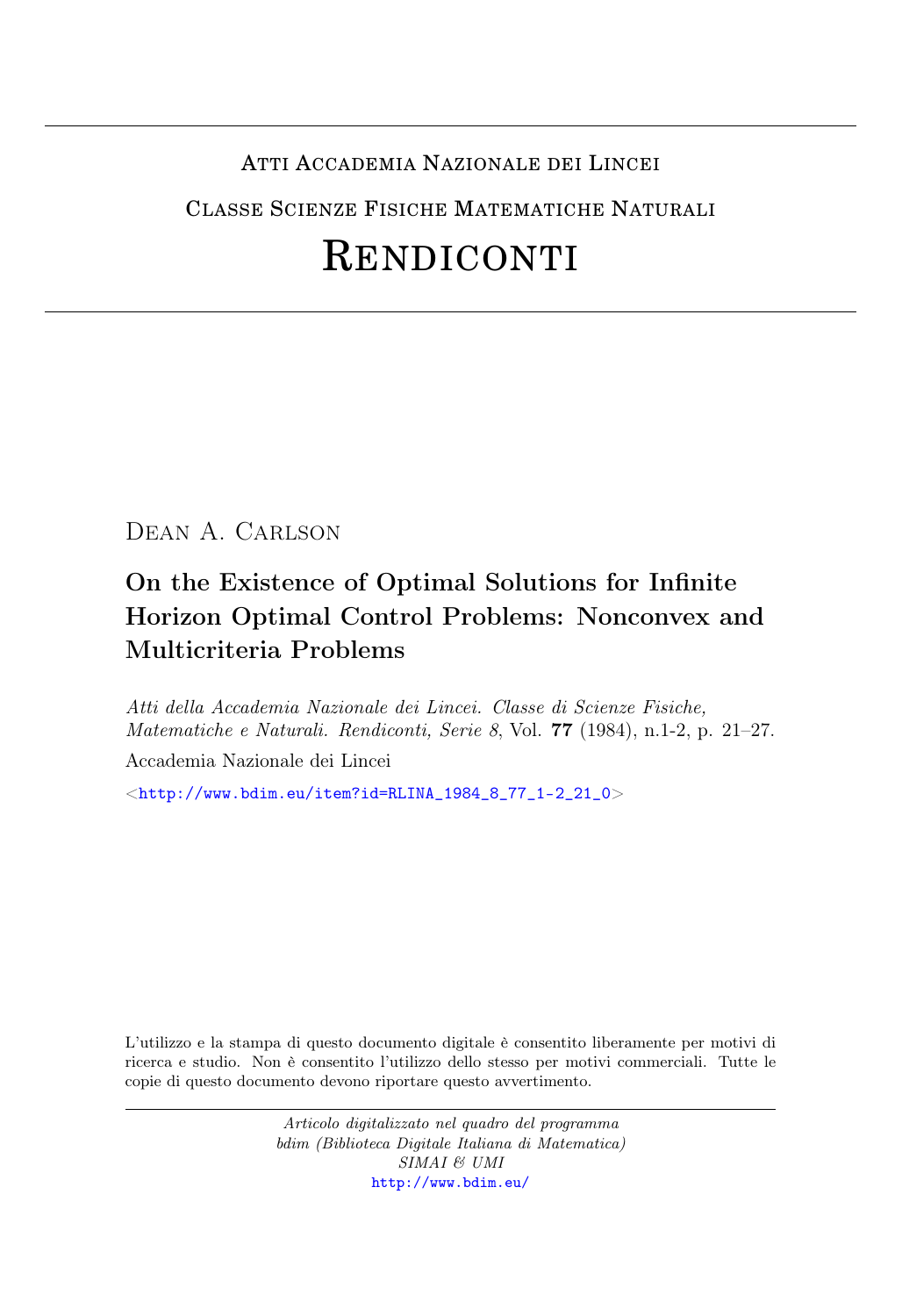Atti Accademia Nazionale dei Lincei

Classe Scienze Fisiche Matematiche Naturali

# Rendiconti

Dean A. Carlson

## On the Existence of Optimal Solutions for Infinite Horizon Optimal Control Problems: Nonconvex and Multicriteria Problems

*Atti della Accademia Nazionale dei Lincei. Classe di Scienze Fisiche, Matematiche e Naturali. Rendiconti, Serie 8*, Vol. **77** (1984), n.1-2, p. 21–27.

Accademia Nazionale dei Lincei

<http://www.bdim.eu/item?id=RLINA_1984_8_77_1-2_21_0>

L'utilizzo e la stampa di questo documento digitale è consentito liberamente per motivi di ricerca e studio. Non è consentito l'utilizzo dello stesso per motivi commerciali. Tutte le copie di questo documento devono riportare questo avvertimento.

*Articolo digitalizzato nel quadro del programma bdim (Biblioteca Digitale Italiana di Matematica) SIMAI & UMI*
http://www.bdim.eu/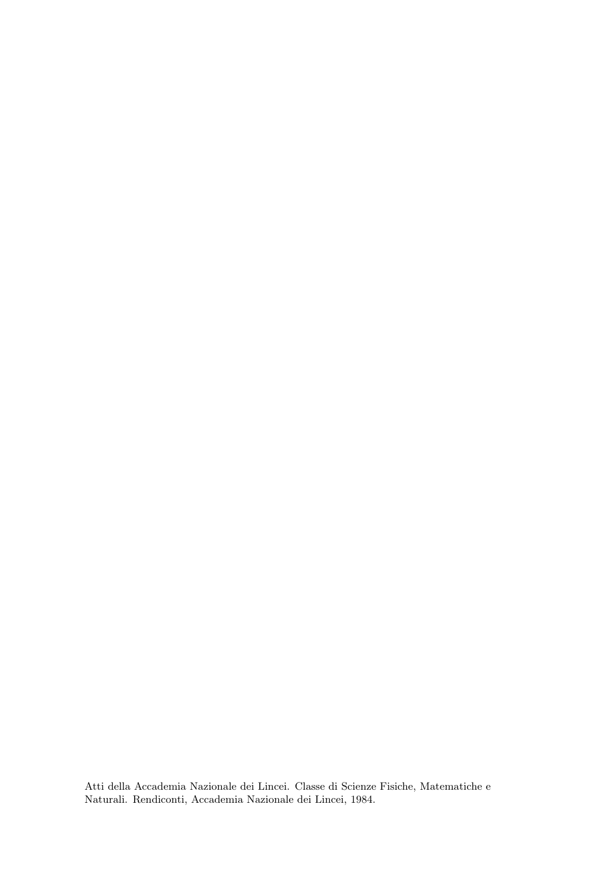Atti della Accademia Nazionale dei Lincei. Classe di Scienze Fisiche, Matematiche e Naturali. Rendiconti, Accademia Nazionale dei Lincei, 1984.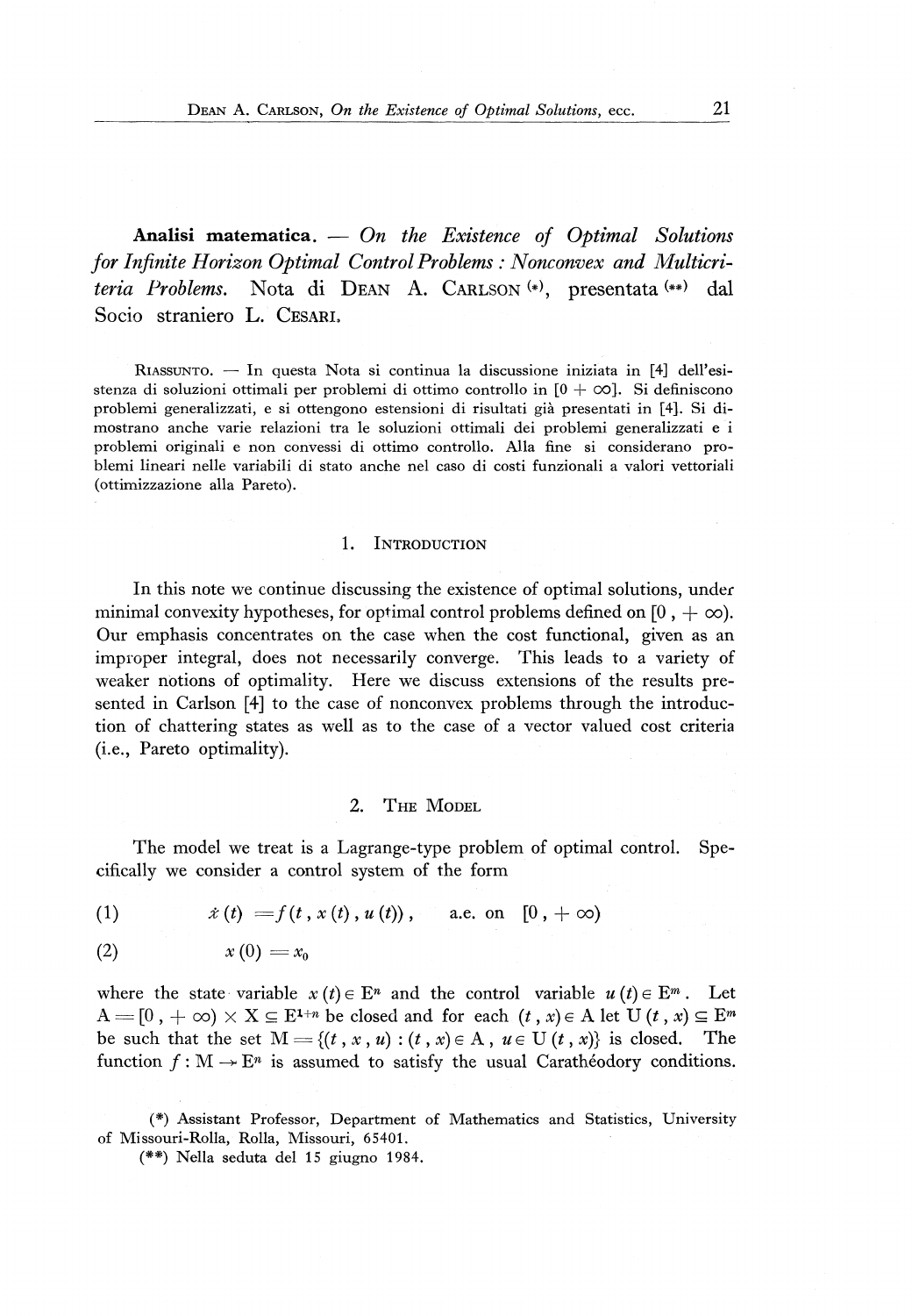**Analisi matematica.** — *On the Existence of Optimal Solutions for Infinite Horizon Optimal Control Problems : Nonconvex and Multicriteria Problems.* Nota di Dean A. Carlson (\*), presentata (\*\*) dal Socio straniero L. Cesari.

Riassunto. — In questa Nota si continua la discussione iniziata in [4] dell'esistenza di soluzioni ottimali per problemi di ottimo controllo in $[0 + \infty]$. Si definiscono problemi generalizzati, e si ottengono estensioni di risultati già presentati in [4]. Si dimostrano anche varie relazioni tra le soluzioni ottimali dei problemi generalizzati e i problemi originali e non convessi di ottimo controllo. Alla fine si considerano problemi lineari nelle variabili di stato anche nel caso di costi funzionali a valori vettoriali (ottimizzazione alla Pareto).

## 1. Introduction

In this note we continue discussing the existence of optimal solutions, under minimal convexity hypotheses, for optimal control problems defined on $[0, +\infty)$. Our emphasis concentrates on the case when the cost functional, given as an improper integral, does not necessarily converge. This leads to a variety of weaker notions of optimality. Here we discuss extensions of the results presented in Carlson [4] to the case of nonconvex problems through the introduction of chattering states as well as to the case of a vector valued cost criteria (i.e., Pareto optimality).

## 2. The Model

The model we treat is a Lagrange-type problem of optimal control. Specifically we consider a control system of the form

$$\dot{x}(t) = f(t, x(t), u(t)), \quad \text{a.e. on} \quad [0, +\infty) \tag{1}$$

$$x(0) = x_0 \tag{2}$$

where the state variable $x(t) \in E^n$ and the control variable $u(t) \in E^m$. Let $A = [0, +\infty) \times X \subseteq E^{1+n}$ be closed and for each $(t, x) \in A$ let $U(t, x) \subseteq E^m$ be such that the set $M = \{(t, x, u) : (t, x) \in A, u \in U(t, x)\}$ is closed. The function $f : M \to E^n$ is assumed to satisfy the usual Carathéodory conditions.

(\*) Assistant Professor, Department of Mathematics and Statistics, University of Missouri-Rolla, Rolla, Missouri, 65401.

(\*\*) Nella seduta del 15 giugno 1984.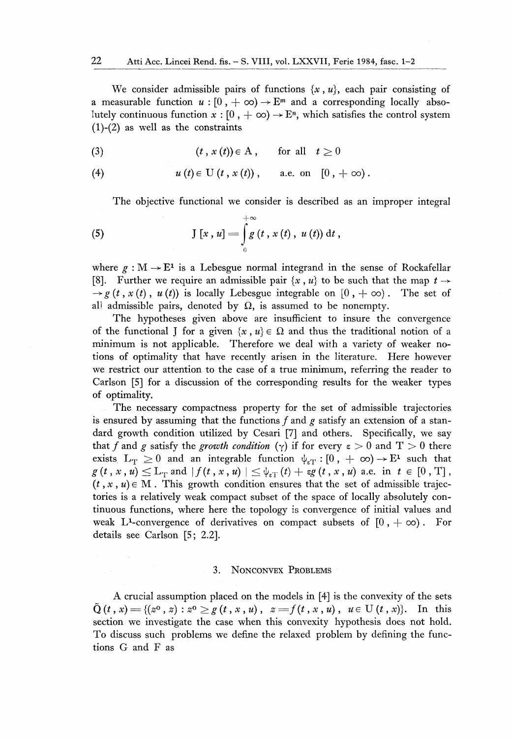We consider admissible pairs of functions $\{x, u\}$, each pair consisting of a measurable function $u : [0, +\infty) \to E^m$ and a corresponding locally absolutely continuous function $x : [0, +\infty) \to E^n$, which satisfies the control system (1)-(2) as well as the constraints

$$(3) \qquad (t, x(t)) \in A, \qquad \text{for all} \quad t \geq 0$$

$$(4) \qquad u(t) \in U(t, x(t)), \qquad \text{a.e. on} \quad [0, +\infty).$$

The objective functional we consider is described as an improper integral

$$(5) \qquad J[x, u] = \int_0^{+\infty} g(t, x(t), u(t)) \, dt,$$

where $g : M \to E^1$ is a Lebesgue normal integrand in the sense of Rockafellar [8]. Further we require an admissible pair $\{x, u\}$ to be such that the map $t \to g(t, x(t), u(t))$ is locally Lebesgue integrable on $[0, +\infty)$. The set of all admissible pairs, denoted by $\Omega$, is assumed to be nonempty.

The hypotheses given above are insufficient to insure the convergence of the functional J for a given $\{x, u\} \in \Omega$ and thus the traditional notion of a minimum is not applicable. Therefore we deal with a variety of weaker notions of optimality that have recently arisen in the literature. Here however we restrict our attention to the case of a true minimum, referring the reader to Carlson [5] for a discussion of the corresponding results for the weaker types of optimality.

The necessary compactness property for the set of admissible trajectories is ensured by assuming that the functions $f$ and $g$ satisfy an extension of a standard growth condition utilized by Cesari [7] and others. Specifically, we say that $f$ and $g$ satisfy the *growth condition* $(\gamma)$ if for every $\varepsilon > 0$ and $T > 0$ there exists $L_T \geq 0$ and an integrable function $\psi_{\varepsilon T} : [0, +\infty) \to E^1$ such that $g(t, x, u) \leq L_T$ and $|f(t, x, u)| \leq \psi_{\varepsilon T}(t) + \varepsilon g(t, x, u)$ a.e. in $t \in [0, T]$, $(t, x, u) \in M$. This growth condition ensures that the set of admissible trajectories is a relatively weak compact subset of the space of locally absolutely continuous functions, where here the topology is convergence of initial values and weak $L^1$-convergence of derivatives on compact subsets of $[0, +\infty)$. For details see Carlson [5; 2.2].

## 3. Nonconvex Problems

A crucial assumption placed on the models in [4] is the convexity of the sets $\tilde{Q}(t, x) = \{(z^0, z) : z^0 \geq g(t, x, u), \ z = f(t, x, u), \ u \in U(t, x)\}$. In this section we investigate the case when this convexity hypothesis does not hold. To discuss such problems we define the relaxed problem by defining the functions G and F as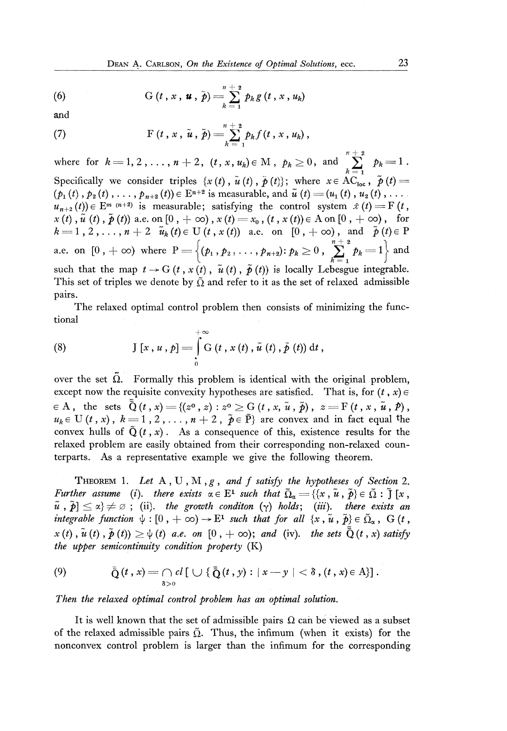$$G(t, x, \boldsymbol{u}, \tilde{p}) = \sum_{k=1}^{n+2} p_k g(t, x, u_k) \tag{6}$$

and

$$F(t, x, \tilde{u}, \tilde{p}) = \sum_{k=1}^{n+2} p_k f(t, x, u_k), \tag{7}$$

where for $k = 1, 2, \ldots, n+2$, $(t, x, u_k) \in M$, $p_k \geq 0$, and $\sum_{k=1}^{n+2} p_k = 1$. Specifically we consider triples $\{x(t), \tilde{u}(t), \tilde{p}(t)\}$; where $x \in AC_{loc}$, $\tilde{p}(t) = (p_1(t), p_2(t), \ldots, p_{n+2}(t)) \in E^{n+2}$ is measurable, and $\tilde{u}(t) = (u_1(t), u_2(t), \ldots, u_{n+2}(t)) \in E^{m(n+2)}$ is measurable; satisfying the control system $\dot{x}(t) = F(t, x(t), \tilde{u}(t), \tilde{p}(t))$ a.e. on $[0, +\infty)$, $x(t) = x_0$, $(t, x(t)) \in A$ on $[0, +\infty)$, for $k = 1, 2, \ldots, n+2$ $\tilde{u}_k(t) \in U(t, x(t))$ a.e. on $[0, +\infty)$, and $\tilde{p}(t) \in P$ a.e. on $[0, +\infty)$ where $P = \left\{(p_1, p_2, \ldots, p_{n+2}) : p_k \geq 0, \sum_{k=1}^{n+2} p_k = 1\right\}$ and such that the map $t \to G(t, x(t), \tilde{u}(t), \tilde{p}(t))$ is locally Lebesgue integrable. This set of triples we denote by $\tilde{\Omega}$ and refer to it as the set of relaxed admissible pairs.

The relaxed optimal control problem then consists of minimizing the functional

$$J[x, u, p] = \int_0^{+\infty} G(t, x(t), \tilde{u}(t), \tilde{p}(t))\, dt, \tag{8}$$

over the set $\tilde{\Omega}$. Formally this problem is identical with the original problem, except now the requisite convexity hypotheses are satisfied. That is, for $(t, x) \in A$, the sets $\tilde{\tilde{Q}}(t, x) = \{(z^0, z) : z^0 \geq G(t, x, \tilde{u}, \tilde{p}),\ z = F(t, x, \tilde{u}, \tilde{p}),\ u_k \in U(t, x),\ k = 1, 2, \ldots, n+2,\ \tilde{p} \in \tilde{P}\}$ are convex and in fact equal the convex hulls of $\tilde{Q}(t, x)$. As a consequence of this, existence results for the relaxed problem are easily obtained from their corresponding non-relaxed counterparts. As a representative example we give the following theorem.

THEOREM 1. *Let $A, U, M, g$, and $f$ satisfy the hypotheses of Section 2. Further assume (i). there exists $\alpha \in E^1$ such that $\tilde{\Omega}_\alpha = \{\{x, \tilde{u}, \tilde{p}\} \in \tilde{\Omega} : \tilde{J}[x, \tilde{u}, \tilde{p}] \leq \alpha\} \neq \varnothing$; (ii). the growth conditon ($\gamma$) holds; (iii). there exists an integrable function $\psi : [0, +\infty) \to E^1$ such that for all $\{x, \tilde{u}, \tilde{p}\} \in \tilde{\Omega}_\alpha$, $G(t, x(t), \tilde{u}(t), \tilde{p}(t)) \geq \psi(t)$ a.e. on $[0, +\infty)$; and (iv). the sets $\tilde{\tilde{Q}}(t, x)$ satisfy the upper semicontinuity condition property (K)*

$$\tilde{\tilde{Q}}(t, x) = \bigcap_{\delta > 0} cl\left[\bigcup\{\tilde{\tilde{Q}}(t, y) : |x - y| < \delta, (t, x) \in A\}\right]. \tag{9}$$

*Then the relaxed optimal control problem has an optimal solution.*

It is well known that the set of admissible pairs $\Omega$ can be viewed as a subset of the relaxed admissible pairs $\tilde{\Omega}$. Thus, the infimum (when it exists) for the nonconvex control problem is larger than the infimum for the corresponding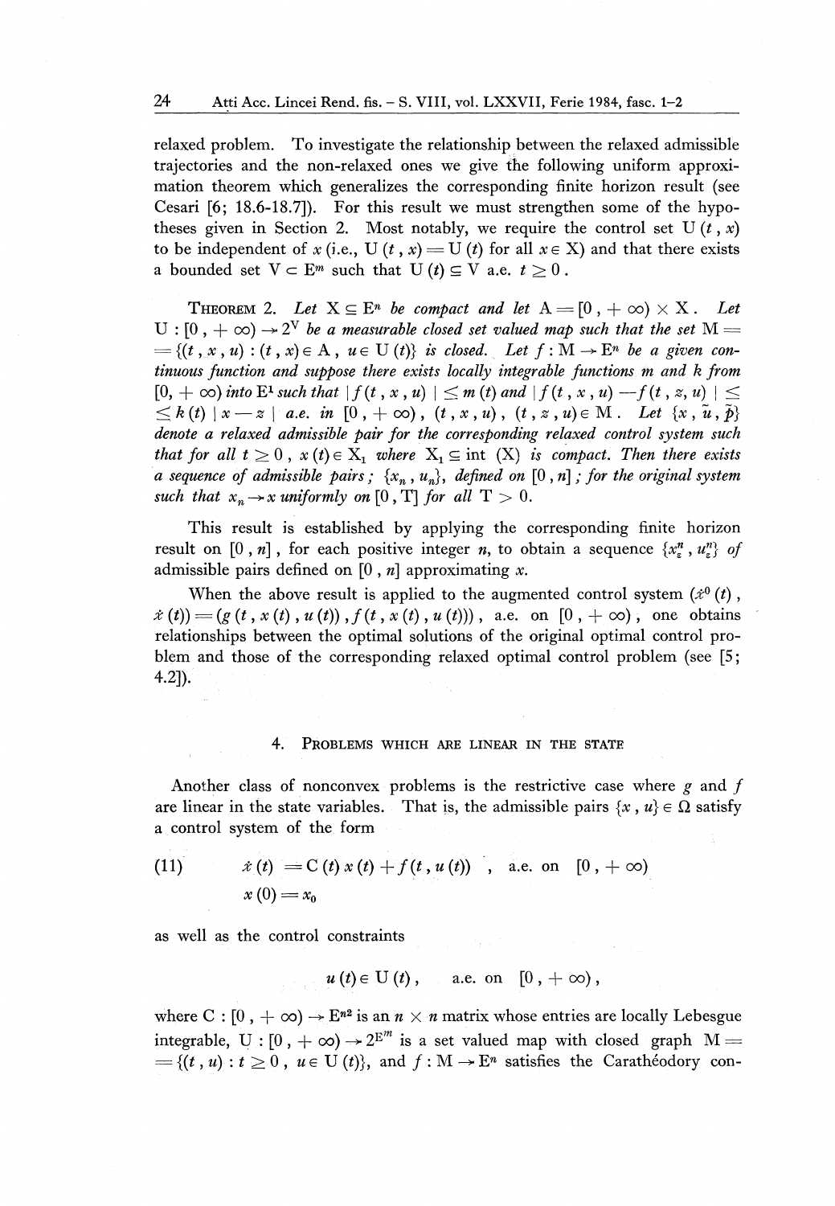relaxed problem. To investigate the relationship between the relaxed admissible trajectories and the non-relaxed ones we give the following uniform approximation theorem which generalizes the corresponding finite horizon result (see Cesari [6; 18.6-18.7]). For this result we must strengthen some of the hypotheses given in Section 2. Most notably, we require the control set $U(t, x)$ to be independent of $x$ (i.e., $U(t, x) = U(t)$ for all $x \in X$) and that there exists a bounded set $V \subset E^m$ such that $U(t) \subseteq V$ a.e. $t \geq 0$.

THEOREM 2. *Let $X \subseteq E^n$ be compact and let $A = [0, +\infty) \times X$. Let $U : [0, +\infty) \to 2^V$ be a measurable closed set valued map such that the set $M = \{(t, x, u) : (t, x) \in A, u \in U(t)\}$ is closed. Let $f : M \to E^n$ be a given continuous function and suppose there exists locally integrable functions $m$ and $k$ from $[0, +\infty)$ into $E^1$ such that $|f(t, x, u)| \leq m(t)$ and $|f(t, x, u) - f(t, z, u)| \leq k(t)|x - z|$ a.e. in $[0, +\infty)$, $(t, x, u)$, $(t, z, u) \in M$. Let $\{x, \tilde{u}, \tilde{p}\}$ denote a relaxed admissible pair for the corresponding relaxed control system such that for all $t \geq 0$, $x(t) \in X_1$ where $X_1 \subseteq \operatorname{int}(X)$ is compact. Then there exists a sequence of admissible pairs; $\{x_n, u_n\}$, defined on $[0, n]$; for the original system such that $x_n \to x$ uniformly on $[0, T]$ for all $T > 0$.*

This result is established by applying the corresponding finite horizon result on $[0, n]$, for each positive integer $n$, to obtain a sequence $\{x_\varepsilon^n, u_\varepsilon^n\}$ of admissible pairs defined on $[0, n]$ approximating $x$.

When the above result is applied to the augmented control system $(\dot{x}^0(t), \dot{x}(t)) = (g(t, x(t), u(t)), f(t, x(t), u(t)))$, a.e. on $[0, +\infty)$, one obtains relationships between the optimal solutions of the original optimal control problem and those of the corresponding relaxed optimal control problem (see [5; 4.2]).

## 4. Problems which are linear in the state

Another class of nonconvex problems is the restrictive case where $g$ and $f$ are linear in the state variables. That is, the admissible pairs $\{x, u\} \in \Omega$ satisfy a control system of the form

$$
\begin{aligned}
(11) \qquad \dot{x}(t) &= C(t)\, x(t) + f(t, u(t)), \quad \text{a.e. on} \quad [0, +\infty) \\
x(0) &= x_0
\end{aligned}
$$

as well as the control constraints

$$
u(t) \in U(t), \qquad \text{a.e. on} \quad [0, +\infty),
$$

where $C : [0, +\infty) \to E^{n^2}$ is an $n \times n$ matrix whose entries are locally Lebesgue integrable, $U : [0, +\infty) \to 2^{E^m}$ is a set valued map with closed graph $M = \{(t, u) : t \geq 0, u \in U(t)\}$, and $f : M \to E^n$ satisfies the Carathéodory con-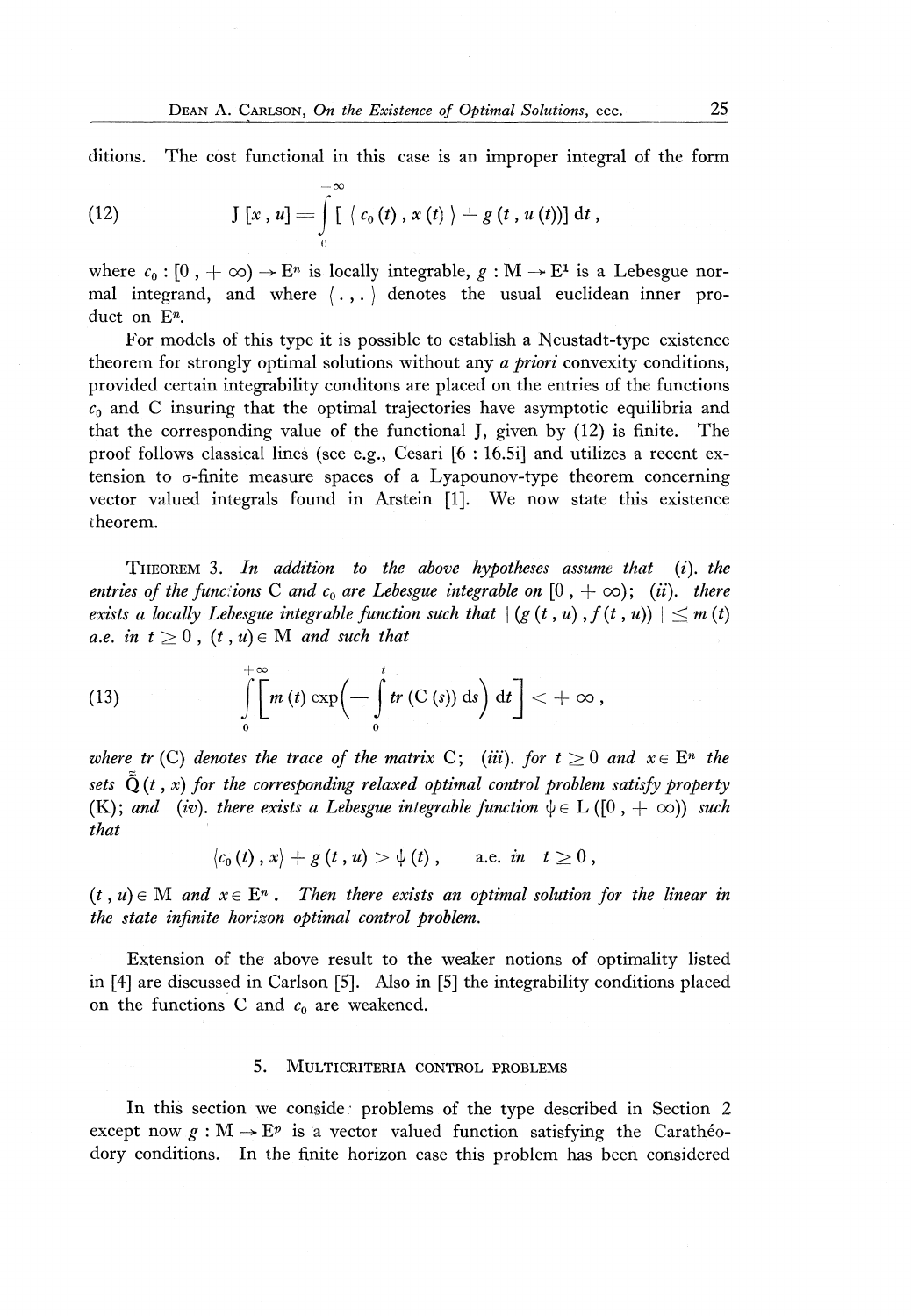ditions. The cost functional in this case is an improper integral of the form

$$\text{(12)} \qquad J[x, u] = \int_0^{+\infty} [\langle c_0(t), x(t) \rangle + g(t, u(t))] \, dt,$$

where $c_0 : [0, +\infty) \to E^n$ is locally integrable, $g : M \to E^1$ is a Lebesgue normal integrand, and where $\langle \cdot, \cdot \rangle$ denotes the usual euclidean inner product on $E^n$.

For models of this type it is possible to establish a Neustadt-type existence theorem for strongly optimal solutions without any *a priori* convexity conditions, provided certain integrability conditons are placed on the entries of the functions $c_0$ and C insuring that the optimal trajectories have asymptotic equilibria and that the corresponding value of the functional J, given by (12) is finite. The proof follows classical lines (see e.g., Cesari [6 : 16.5i] and utilizes a recent extension to $\sigma$-finite measure spaces of a Lyapounov-type theorem concerning vector valued integrals found in Arstein [1]. We now state this existence theorem.

THEOREM 3. *In addition to the above hypotheses assume that (i). the entries of the functions* C *and* $c_0$ *are Lebesgue integrable on* $[0, +\infty)$; *(ii). there exists a locally Lebesgue integrable function such that* $|(g(t, u), f(t, u))| \leq m(t)$ *a.e. in* $t \geq 0$, $(t, u) \in M$ *and such that*

$$\text{(13)} \qquad \int_0^{+\infty} \left[ m(t) \exp\left( - \int_0^t tr(C(s)) \, ds \right) dt \right] < +\infty,$$

*where* $tr(C)$ *denotes the trace of the matrix* C; *(iii). for* $t \geq 0$ *and* $x \in E^n$ *the sets* $\tilde{\tilde{Q}}(t, x)$ *for the corresponding relaxed optimal control problem satisfy property* (K); *and (iv). there exists a Lebesgue integrable function* $\psi \in L([0, +\infty))$ *such that*

$$\langle c_0(t), x \rangle + g(t, u) > \psi(t), \qquad \text{a.e. in } t \geq 0,$$

$(t, u) \in M$ *and* $x \in E^n$. *Then there exists an optimal solution for the linear in the state infinite horizon optimal control problem.*

Extension of the above result to the weaker notions of optimality listed in [4] are discussed in Carlson [5]. Also in [5] the integrability conditions placed on the functions C and $c_0$ are weakened.

## 5. Multicriteria control problems

In this section we conside problems of the type described in Section 2 except now $g : M \to E^p$ is a vector valued function satisfying the Carathéodory conditions. In the finite horizon case this problem has been considered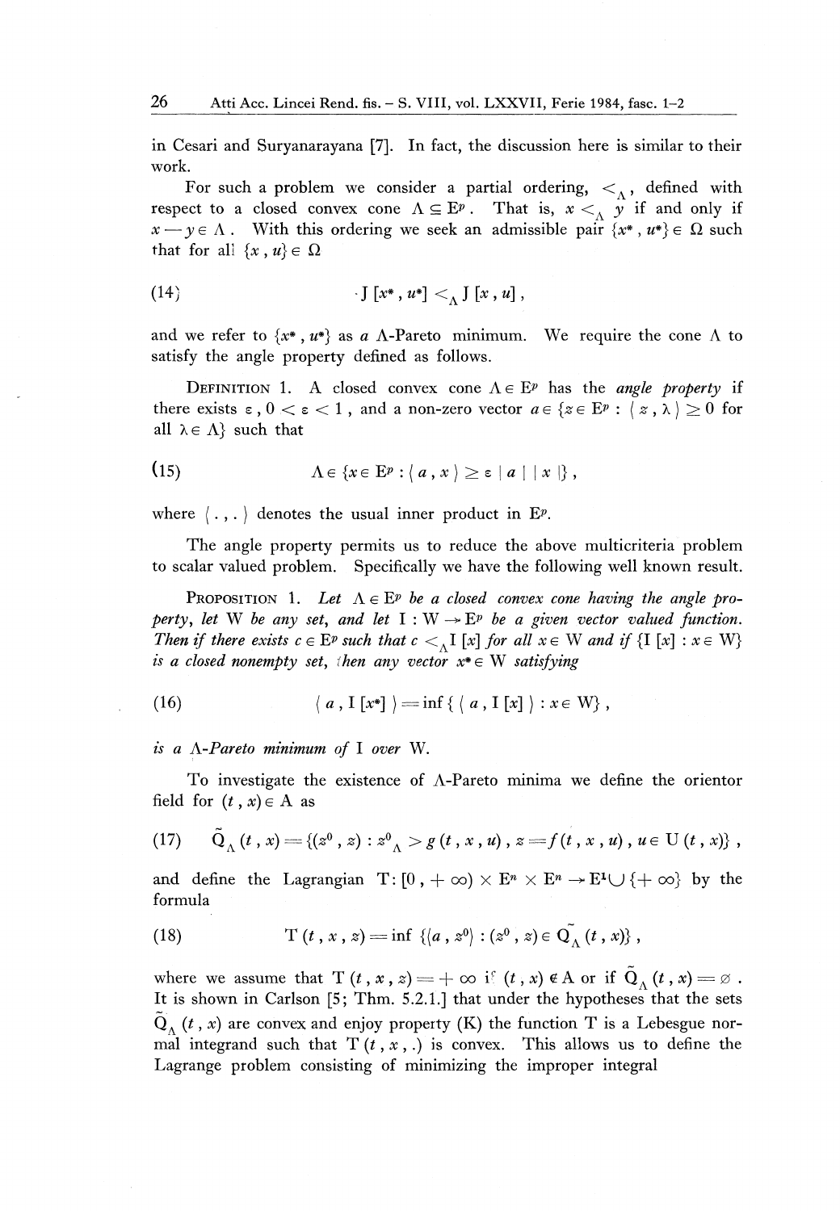in Cesari and Suryanarayana [7]. In fact, the discussion here is similar to their work.

For such a problem we consider a partial ordering, $<_\Lambda$, defined with respect to a closed convex cone $\Lambda \subseteq E^p$. That is, $x <_\Lambda y$ if and only if $x - y \in \Lambda$. With this ordering we seek an admissible pair $\{x^*, u^*\} \in \Omega$ such that for all $\{x, u\} \in \Omega$

$$(14) \qquad J[x^*, u^*] <_\Lambda J[x, u],$$

and we refer to $\{x^*, u^*\}$ as *a* $\Lambda$-Pareto minimum. We require the cone $\Lambda$ to satisfy the angle property defined as follows.

DEFINITION 1. A closed convex cone $\Lambda \in E^p$ has the *angle property* if there exists $\varepsilon$, $0 < \varepsilon < 1$, and a non-zero vector $a \in \{z \in E^p : \langle z, \lambda \rangle \geq 0$ for all $\lambda \in \Lambda\}$ such that

$$(15) \qquad \Lambda \in \{x \in E^p : \langle a, x \rangle \geq \varepsilon \, | a | \, | x | \},$$

where $\langle \cdot , \cdot \rangle$ denotes the usual inner product in $E^p$.

The angle property permits us to reduce the above multicriteria problem to scalar valued problem. Specifically we have the following well known result.

PROPOSITION 1. *Let $\Lambda \in E^p$ be a closed convex cone having the angle property, let W be any set, and let $I : W \to E^p$ be a given vector valued function. Then if there exists $c \in E^p$ such that $c <_\Lambda I[x]$ for all $x \in W$ and if $\{I[x] : x \in W\}$ is a closed nonempty set, then any vector $x^* \in W$ satisfying*

$$(16) \qquad \langle a, I[x^*] \rangle = \inf \{ \langle a, I[x] \rangle : x \in W\},$$

*is a $\Lambda$-Pareto minimum of I over W.*

To investigate the existence of $\Lambda$-Pareto minima we define the orientor field for $(t, x) \in A$ as

$$(17) \qquad \tilde{Q}_\Lambda(t, x) = \{(z^0, z) : z^0 {}_\Lambda\!> g(t, x, u),\ z = f(t, x, u),\ u \in U(t, x)\},$$

and define the Lagrangian $T : [0, +\infty) \times E^n \times E^n \to E^1 \cup \{+\infty\}$ by the formula

$$(18) \qquad T(t, x, z) = \inf \{\langle a, z^0 \rangle : (z^0, z) \in \tilde{Q}_\Lambda(t, x)\},$$

where we assume that $T(t, x, z) = +\infty$ if $(t, x) \notin A$ or if $\tilde{Q}_\Lambda(t, x) = \varnothing$. It is shown in Carlson [5; Thm. 5.2.1.] that under the hypotheses that the sets $\tilde{Q}_\Lambda(t, x)$ are convex and enjoy property (K) the function T is a Lebesgue normal integrand such that $T(t, x, .)$ is convex. This allows us to define the Lagrange problem consisting of minimizing the improper integral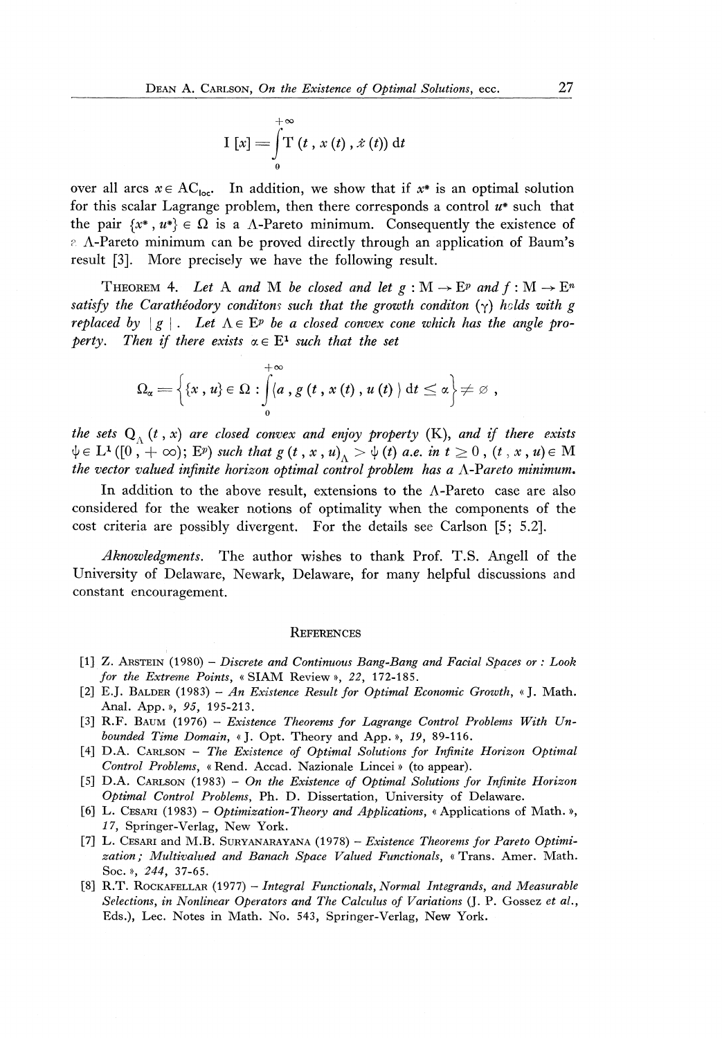$$\mathrm{I}[x] = \int_0^{+\infty} \mathrm{T}(t, x(t), \dot{x}(t))\, \mathrm{d}t$$

over all arcs $x \in \mathrm{AC}_{\mathrm{loc}}$. In addition, we show that if $x^*$ is an optimal solution for this scalar Lagrange problem, then there corresponds a control $u^*$ such that the pair $\{x^*, u^*\} \in \Omega$ is a $\Lambda$-Pareto minimum. Consequently the existence of a $\Lambda$-Pareto minimum can be proved directly through an application of Baum's result [3]. More precisely we have the following result.

THEOREM 4. *Let* A *and* M *be closed and let* $g : \mathrm{M} \to \mathrm{E}^p$ *and* $f : \mathrm{M} \to \mathrm{E}^n$ *satisfy the Carathéodory conditons such that the growth conditon* $(\gamma)$ *holds with* $g$ *replaced by* $|g|$. *Let* $\Lambda \in \mathrm{E}^p$ *be a closed convex cone which has the angle property. Then if there exists* $\alpha \in \mathrm{E}^1$ *such that the set*

$$\Omega_\alpha = \left\{\{x, u\} \in \Omega : \int_0^{+\infty} \langle a, g(t, x(t), u(t)) \rangle\, \mathrm{d}t \leq \alpha\right\} \neq \varnothing,$$

*the sets* $\mathrm{Q}_\Lambda(t, x)$ *are closed convex and enjoy property* (K), *and if there exists* $\psi \in \mathrm{L}^1([0, +\infty); \mathrm{E}^p)$ *such that* $g(t, x, u)_\Lambda > \psi(t)$ *a.e. in* $t \geq 0$, $(t, x, u) \in \mathrm{M}$ *the vector valued infinite horizon optimal control problem has a* $\Lambda$-*Pareto minimum.*

In addition to the above result, extensions to the $\Lambda$-Pareto case are also considered for the weaker notions of optimality when the components of the cost criteria are possibly divergent. For the details see Carlson [5; 5.2].

*Aknowledgments.* The author wishes to thank Prof. T.S. Angell of the University of Delaware, Newark, Delaware, for many helpful discussions and constant encouragement.

## REFERENCES

[1] Z. ARSTEIN (1980) – *Discrete and Continuous Bang-Bang and Facial Spaces or: Look for the Extreme Points*, « SIAM Review », *22*, 172-185.

[2] E.J. BALDER (1983) – *An Existence Result for Optimal Economic Growth*, « J. Math. Anal. App. », *95*, 195-213.

[3] R.F. BAUM (1976) – *Existence Theorems for Lagrange Control Problems With Unbounded Time Domain*, « J. Opt. Theory and App. », *19*, 89-116.

[4] D.A. CARLSON – *The Existence of Optimal Solutions for Infinite Horizon Optimal Control Problems*, « Rend. Accad. Nazionale Lincei » (to appear).

[5] D.A. CARLSON (1983) – *On the Existence of Optimal Solutions for Infinite Horizon Optimal Control Problems*, Ph. D. Dissertation, University of Delaware.

[6] L. CESARI (1983) – *Optimization-Theory and Applications*, « Applications of Math. », *17*, Springer-Verlag, New York.

[7] L. CESARI and M.B. SURYANARAYANA (1978) – *Existence Theorems for Pareto Optimization; Multivalued and Banach Space Valued Functionals*, « Trans. Amer. Math. Soc. », *244*, 37-65.

[8] R.T. ROCKAFELLAR (1977) – *Integral Functionals, Normal Integrands, and Measurable Selections, in Nonlinear Operators and The Calculus of Variations* (J. P. Gossez *et al.*, Eds.), Lec. Notes in Math. No. 543, Springer-Verlag, New York.